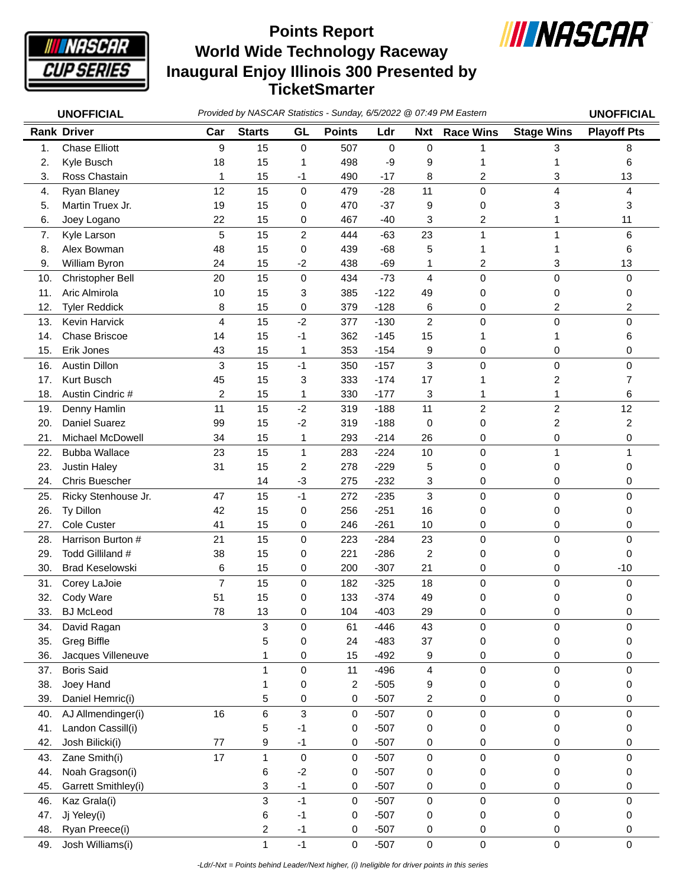# Points Report World Wide Technology Raceway Inaugural Enjoy Illinois 300 Presented by TicketSmarter

**UNOFFICIAL** *Provided by NASCAR Statistics - Sunday, 6/5/2022 @ 07:49 PM Eastern* **UNOFFICIAL**

| Rank | Driver | Car | Starts | GL | Points | Ldr | Nxt | Race Wins | Stage Wins | Playoff Pts |
|---|---|---|---|---|---|---|---|---|---|---|
| 1. | Chase Elliott | 9 | 15 | 0 | 507 | 0 | 0 | 1 | 3 | 8 |
| 2. | Kyle Busch | 18 | 15 | 1 | 498 | -9 | 9 | 1 | 1 | 6 |
| 3. | Ross Chastain | 1 | 15 | -1 | 490 | -17 | 8 | 2 | 3 | 13 |
| 4. | Ryan Blaney | 12 | 15 | 0 | 479 | -28 | 11 | 0 | 4 | 4 |
| 5. | Martin Truex Jr. | 19 | 15 | 0 | 470 | -37 | 9 | 0 | 3 | 3 |
| 6. | Joey Logano | 22 | 15 | 0 | 467 | -40 | 3 | 2 | 1 | 11 |
| 7. | Kyle Larson | 5 | 15 | 2 | 444 | -63 | 23 | 1 | 1 | 6 |
| 8. | Alex Bowman | 48 | 15 | 0 | 439 | -68 | 5 | 1 | 1 | 6 |
| 9. | William Byron | 24 | 15 | -2 | 438 | -69 | 1 | 2 | 3 | 13 |
| 10. | Christopher Bell | 20 | 15 | 0 | 434 | -73 | 4 | 0 | 0 | 0 |
| 11. | Aric Almirola | 10 | 15 | 3 | 385 | -122 | 49 | 0 | 0 | 0 |
| 12. | Tyler Reddick | 8 | 15 | 0 | 379 | -128 | 6 | 0 | 2 | 2 |
| 13. | Kevin Harvick | 4 | 15 | -2 | 377 | -130 | 2 | 0 | 0 | 0 |
| 14. | Chase Briscoe | 14 | 15 | -1 | 362 | -145 | 15 | 1 | 1 | 6 |
| 15. | Erik Jones | 43 | 15 | 1 | 353 | -154 | 9 | 0 | 0 | 0 |
| 16. | Austin Dillon | 3 | 15 | -1 | 350 | -157 | 3 | 0 | 0 | 0 |
| 17. | Kurt Busch | 45 | 15 | 3 | 333 | -174 | 17 | 1 | 2 | 7 |
| 18. | Austin Cindric # | 2 | 15 | 1 | 330 | -177 | 3 | 1 | 1 | 6 |
| 19. | Denny Hamlin | 11 | 15 | -2 | 319 | -188 | 11 | 2 | 2 | 12 |
| 20. | Daniel Suarez | 99 | 15 | -2 | 319 | -188 | 0 | 0 | 2 | 2 |
| 21. | Michael McDowell | 34 | 15 | 1 | 293 | -214 | 26 | 0 | 0 | 0 |
| 22. | Bubba Wallace | 23 | 15 | 1 | 283 | -224 | 10 | 0 | 1 | 1 |
| 23. | Justin Haley | 31 | 15 | 2 | 278 | -229 | 5 | 0 | 0 | 0 |
| 24. | Chris Buescher | | 14 | -3 | 275 | -232 | 3 | 0 | 0 | 0 |
| 25. | Ricky Stenhouse Jr. | 47 | 15 | -1 | 272 | -235 | 3 | 0 | 0 | 0 |
| 26. | Ty Dillon | 42 | 15 | 0 | 256 | -251 | 16 | 0 | 0 | 0 |
| 27. | Cole Custer | 41 | 15 | 0 | 246 | -261 | 10 | 0 | 0 | 0 |
| 28. | Harrison Burton # | 21 | 15 | 0 | 223 | -284 | 23 | 0 | 0 | 0 |
| 29. | Todd Gilliland # | 38 | 15 | 0 | 221 | -286 | 2 | 0 | 0 | 0 |
| 30. | Brad Keselowski | 6 | 15 | 0 | 200 | -307 | 21 | 0 | 0 | -10 |
| 31. | Corey LaJoie | 7 | 15 | 0 | 182 | -325 | 18 | 0 | 0 | 0 |
| 32. | Cody Ware | 51 | 15 | 0 | 133 | -374 | 49 | 0 | 0 | 0 |
| 33. | BJ McLeod | 78 | 13 | 0 | 104 | -403 | 29 | 0 | 0 | 0 |
| 34. | David Ragan | | 3 | 0 | 61 | -446 | 43 | 0 | 0 | 0 |
| 35. | Greg Biffle | | 5 | 0 | 24 | -483 | 37 | 0 | 0 | 0 |
| 36. | Jacques Villeneuve | | 1 | 0 | 15 | -492 | 9 | 0 | 0 | 0 |
| 37. | Boris Said | | 1 | 0 | 11 | -496 | 4 | 0 | 0 | 0 |
| 38. | Joey Hand | | 1 | 0 | 2 | -505 | 9 | 0 | 0 | 0 |
| 39. | Daniel Hemric(i) | | 5 | 0 | 0 | -507 | 2 | 0 | 0 | 0 |
| 40. | AJ Allmendinger(i) | 16 | 6 | 3 | 0 | -507 | 0 | 0 | 0 | 0 |
| 41. | Landon Cassill(i) | | 5 | -1 | 0 | -507 | 0 | 0 | 0 | 0 |
| 42. | Josh Bilicki(i) | 77 | 9 | -1 | 0 | -507 | 0 | 0 | 0 | 0 |
| 43. | Zane Smith(i) | 17 | 1 | 0 | 0 | -507 | 0 | 0 | 0 | 0 |
| 44. | Noah Gragson(i) | | 6 | -2 | 0 | -507 | 0 | 0 | 0 | 0 |
| 45. | Garrett Smithley(i) | | 3 | -1 | 0 | -507 | 0 | 0 | 0 | 0 |
| 46. | Kaz Grala(i) | | 3 | -1 | 0 | -507 | 0 | 0 | 0 | 0 |
| 47. | Jj Yeley(i) | | 6 | -1 | 0 | -507 | 0 | 0 | 0 | 0 |
| 48. | Ryan Preece(i) | | 2 | -1 | 0 | -507 | 0 | 0 | 0 | 0 |
| 49. | Josh Williams(i) | | 1 | -1 | 0 | -507 | 0 | 0 | 0 | 0 |

*-Ldr/-Nxt = Points behind Leader/Next higher, (i) Ineligible for driver points in this series*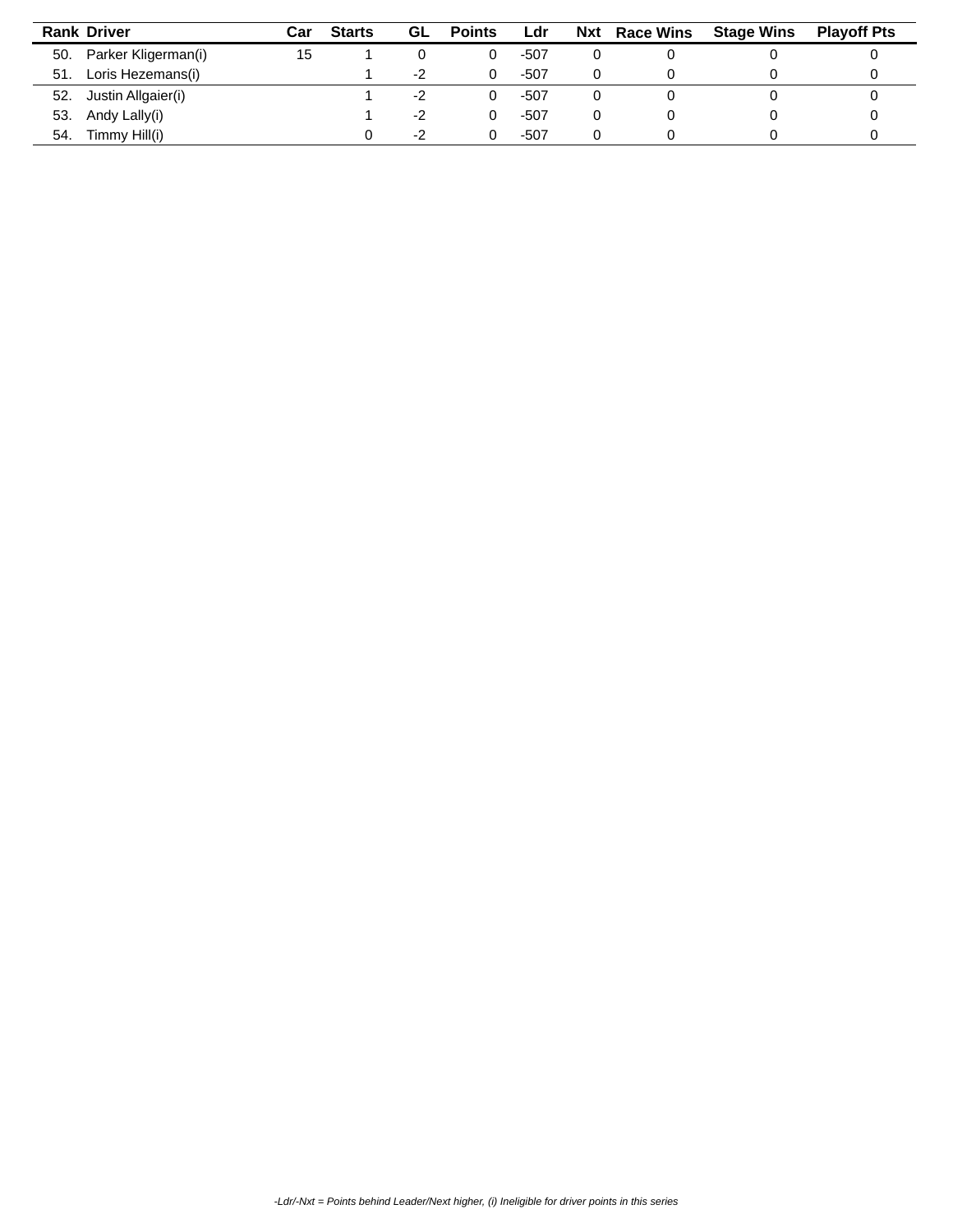| Rank | Driver | Car | Starts | GL | Points | Ldr | Nxt | Race Wins | Stage Wins | Playoff Pts |
|---|---|---|---|---|---|---|---|---|---|---|
| 50. | Parker Kligerman(i) | 15 | 1 | 0 | 0 | -507 | 0 | 0 | 0 | 0 |
| 51. | Loris Hezemans(i) | | 1 | -2 | 0 | -507 | 0 | 0 | 0 | 0 |
| 52. | Justin Allgaier(i) | | 1 | -2 | 0 | -507 | 0 | 0 | 0 | 0 |
| 53. | Andy Lally(i) | | 1 | -2 | 0 | -507 | 0 | 0 | 0 | 0 |
| 54. | Timmy Hill(i) | | 0 | -2 | 0 | -507 | 0 | 0 | 0 | 0 |

*-Ldr/-Nxt = Points behind Leader/Next higher, (i) Ineligible for driver points in this series*